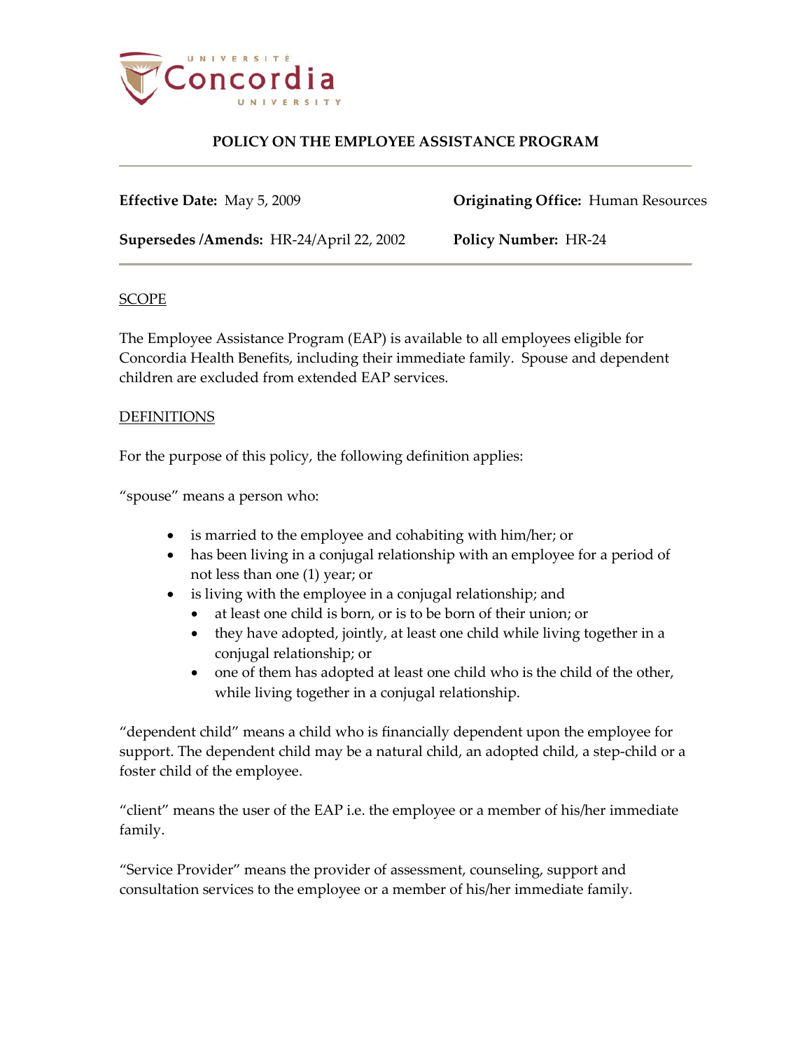# POLICY ON THE EMPLOYEE ASSISTANCE PROGRAM

**Effective Date:** May 5, 2009

**Originating Office:** Human Resources

**Supersedes /Amends:** HR-24/April 22, 2002

**Policy Number:** HR-24

## SCOPE

The Employee Assistance Program (EAP) is available to all employees eligible for Concordia Health Benefits, including their immediate family. Spouse and dependent children are excluded from extended EAP services.

## DEFINITIONS

For the purpose of this policy, the following definition applies:

"spouse" means a person who:

- is married to the employee and cohabiting with him/her; or
- has been living in a conjugal relationship with an employee for a period of not less than one (1) year; or
- is living with the employee in a conjugal relationship; and
  - at least one child is born, or is to be born of their union; or
  - they have adopted, jointly, at least one child while living together in a conjugal relationship; or
  - one of them has adopted at least one child who is the child of the other, while living together in a conjugal relationship.

"dependent child" means a child who is financially dependent upon the employee for support. The dependent child may be a natural child, an adopted child, a step-child or a foster child of the employee.

"client" means the user of the EAP i.e. the employee or a member of his/her immediate family.

"Service Provider" means the provider of assessment, counseling, support and consultation services to the employee or a member of his/her immediate family.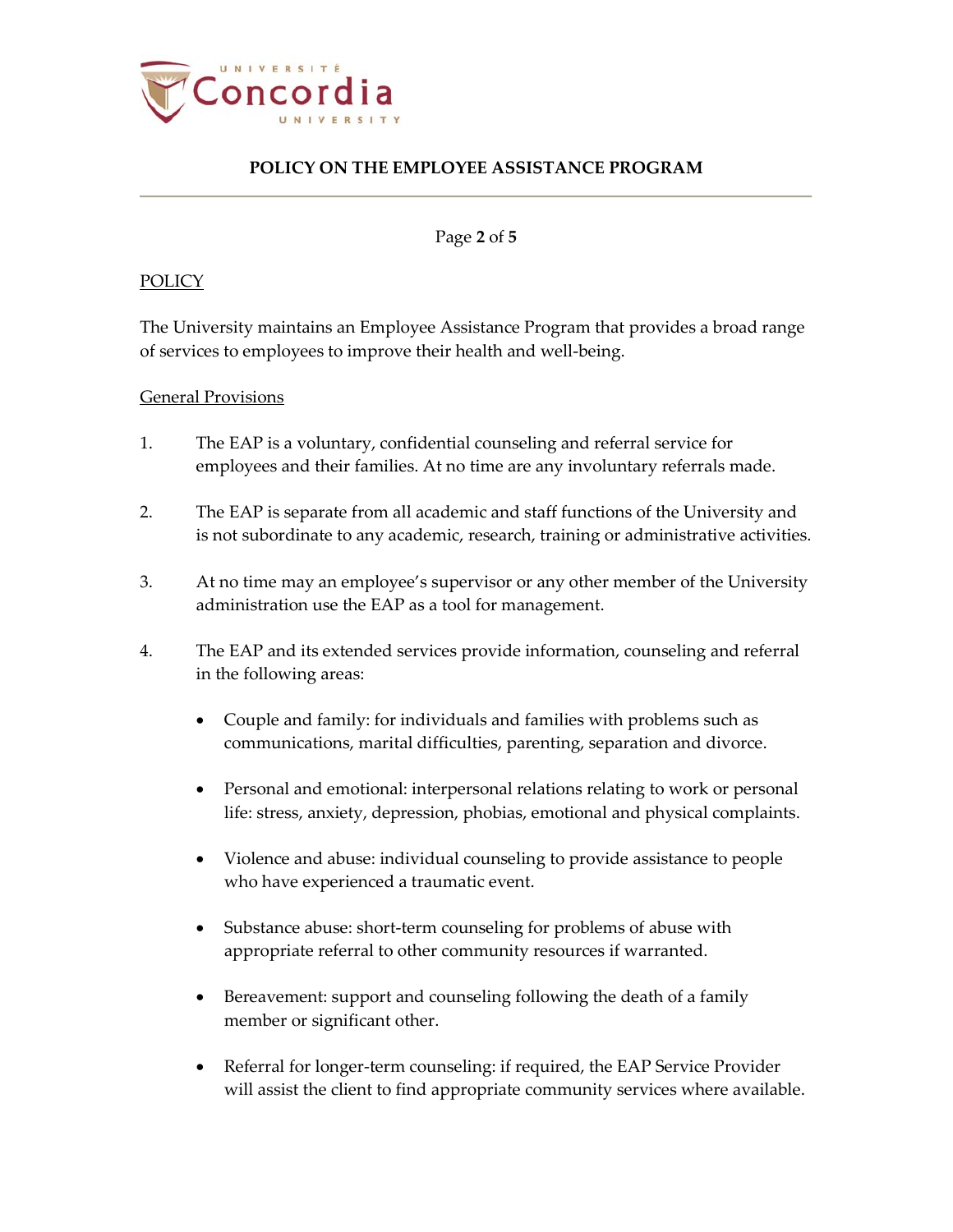POLICY

The University maintains an Employee Assistance Program that provides a broad range of services to employees to improve their health and well-being.

General Provisions

1. The EAP is a voluntary, confidential counseling and referral service for employees and their families. At no time are any involuntary referrals made.

2. The EAP is separate from all academic and staff functions of the University and is not subordinate to any academic, research, training or administrative activities.

3. At no time may an employee's supervisor or any other member of the University administration use the EAP as a tool for management.

4. The EAP and its extended services provide information, counseling and referral in the following areas:

   - Couple and family: for individuals and families with problems such as communications, marital difficulties, parenting, separation and divorce.

   - Personal and emotional: interpersonal relations relating to work or personal life: stress, anxiety, depression, phobias, emotional and physical complaints.

   - Violence and abuse: individual counseling to provide assistance to people who have experienced a traumatic event.

   - Substance abuse: short-term counseling for problems of abuse with appropriate referral to other community resources if warranted.

   - Bereavement: support and counseling following the death of a family member or significant other.

   - Referral for longer-term counseling: if required, the EAP Service Provider will assist the client to find appropriate community services where available.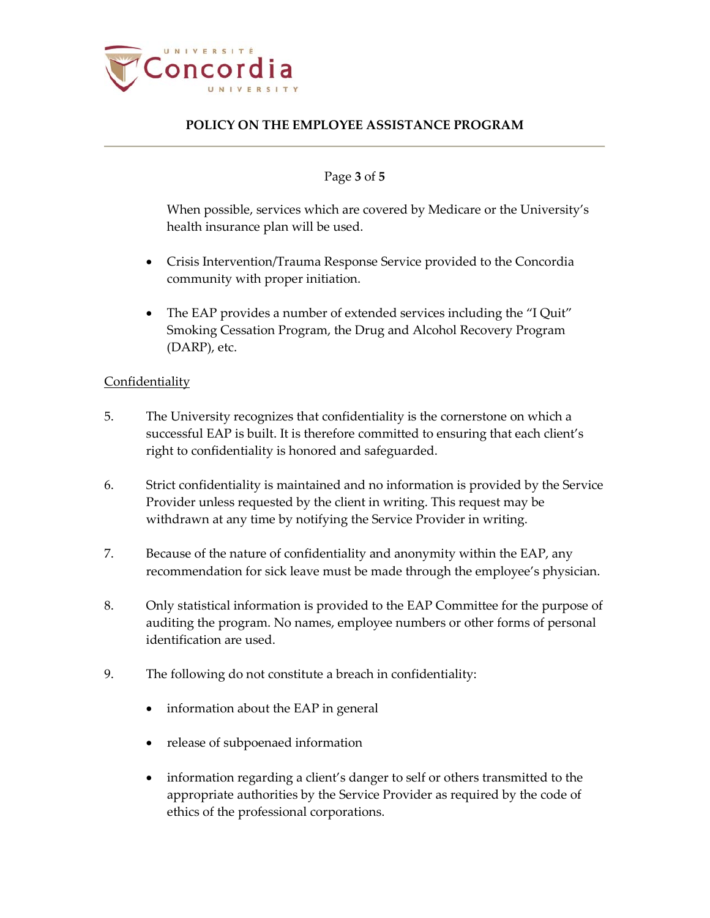When possible, services which are covered by Medicare or the University's health insurance plan will be used.

- Crisis Intervention/Trauma Response Service provided to the Concordia community with proper initiation.

- The EAP provides a number of extended services including the "I Quit" Smoking Cessation Program, the Drug and Alcohol Recovery Program (DARP), etc.

<u>Confidentiality</u>

5. The University recognizes that confidentiality is the cornerstone on which a successful EAP is built. It is therefore committed to ensuring that each client's right to confidentiality is honored and safeguarded.

6. Strict confidentiality is maintained and no information is provided by the Service Provider unless requested by the client in writing. This request may be withdrawn at any time by notifying the Service Provider in writing.

7. Because of the nature of confidentiality and anonymity within the EAP, any recommendation for sick leave must be made through the employee's physician.

8. Only statistical information is provided to the EAP Committee for the purpose of auditing the program. No names, employee numbers or other forms of personal identification are used.

9. The following do not constitute a breach in confidentiality:

   - information about the EAP in general

   - release of subpoenaed information

   - information regarding a client's danger to self or others transmitted to the appropriate authorities by the Service Provider as required by the code of ethics of the professional corporations.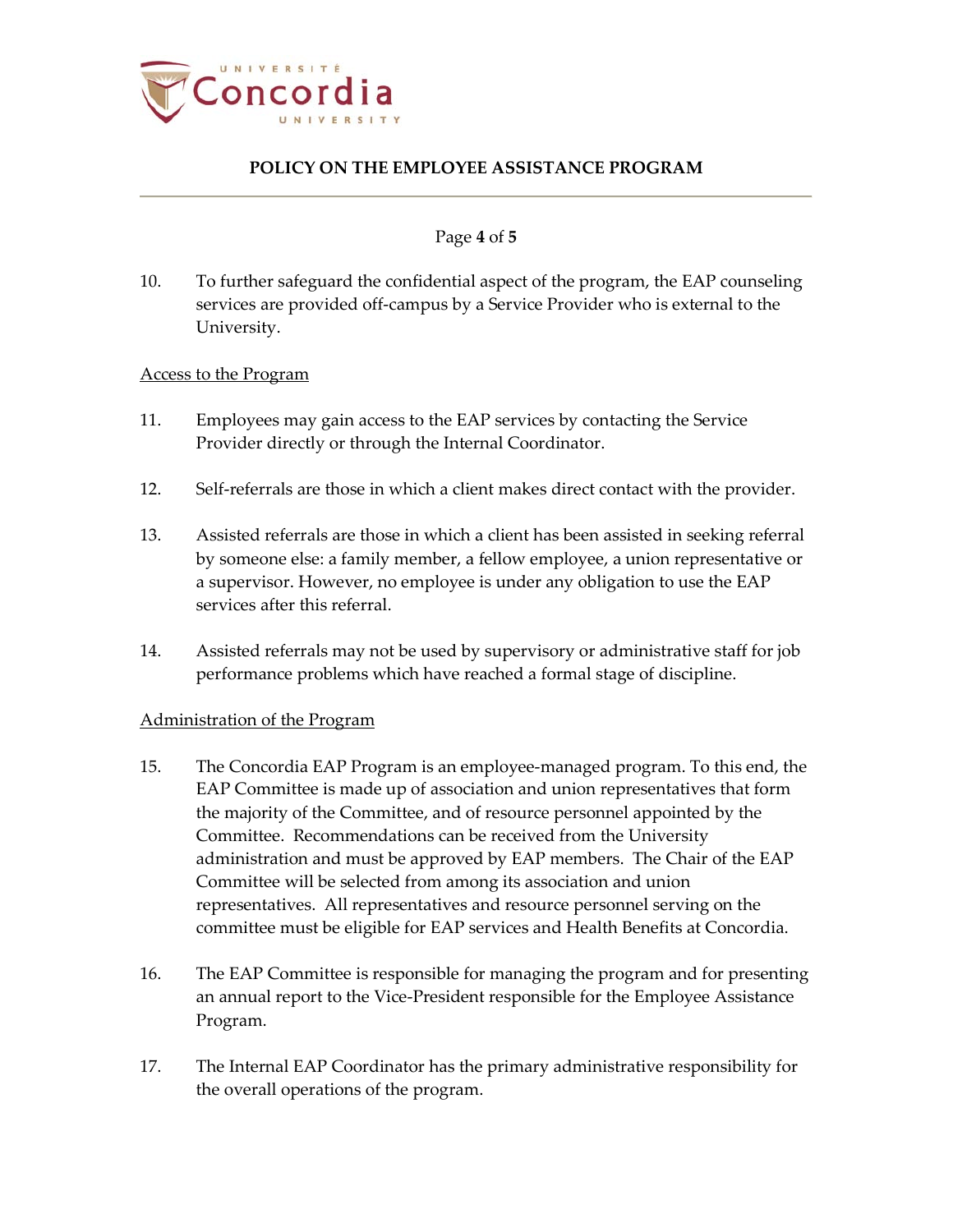10. To further safeguard the confidential aspect of the program, the EAP counseling services are provided off-campus by a Service Provider who is external to the University.

<u>Access to the Program</u>

11. Employees may gain access to the EAP services by contacting the Service Provider directly or through the Internal Coordinator.

12. Self-referrals are those in which a client makes direct contact with the provider.

13. Assisted referrals are those in which a client has been assisted in seeking referral by someone else: a family member, a fellow employee, a union representative or a supervisor. However, no employee is under any obligation to use the EAP services after this referral.

14. Assisted referrals may not be used by supervisory or administrative staff for job performance problems which have reached a formal stage of discipline.

<u>Administration of the Program</u>

15. The Concordia EAP Program is an employee-managed program. To this end, the EAP Committee is made up of association and union representatives that form the majority of the Committee, and of resource personnel appointed by the Committee. Recommendations can be received from the University administration and must be approved by EAP members. The Chair of the EAP Committee will be selected from among its association and union representatives. All representatives and resource personnel serving on the committee must be eligible for EAP services and Health Benefits at Concordia.

16. The EAP Committee is responsible for managing the program and for presenting an annual report to the Vice-President responsible for the Employee Assistance Program.

17. The Internal EAP Coordinator has the primary administrative responsibility for the overall operations of the program.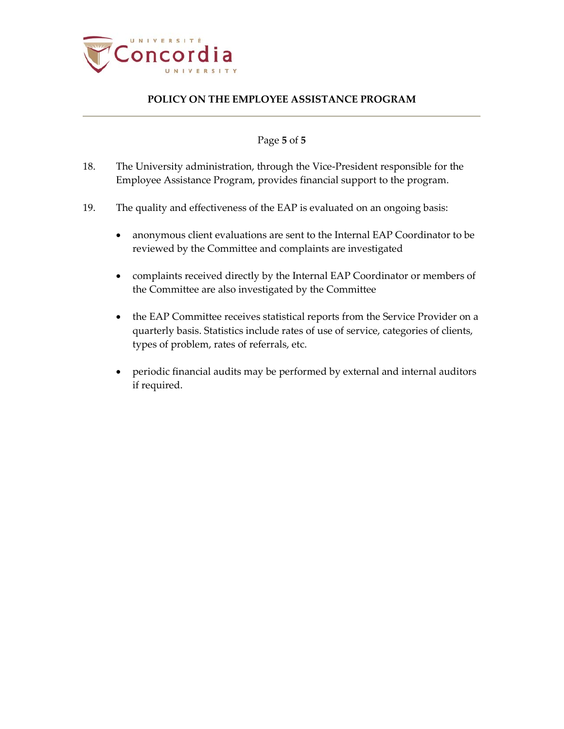18. The University administration, through the Vice-President responsible for the Employee Assistance Program, provides financial support to the program.

19. The quality and effectiveness of the EAP is evaluated on an ongoing basis:

    - anonymous client evaluations are sent to the Internal EAP Coordinator to be reviewed by the Committee and complaints are investigated

    - complaints received directly by the Internal EAP Coordinator or members of the Committee are also investigated by the Committee

    - the EAP Committee receives statistical reports from the Service Provider on a quarterly basis. Statistics include rates of use of service, categories of clients, types of problem, rates of referrals, etc.

    - periodic financial audits may be performed by external and internal auditors if required.